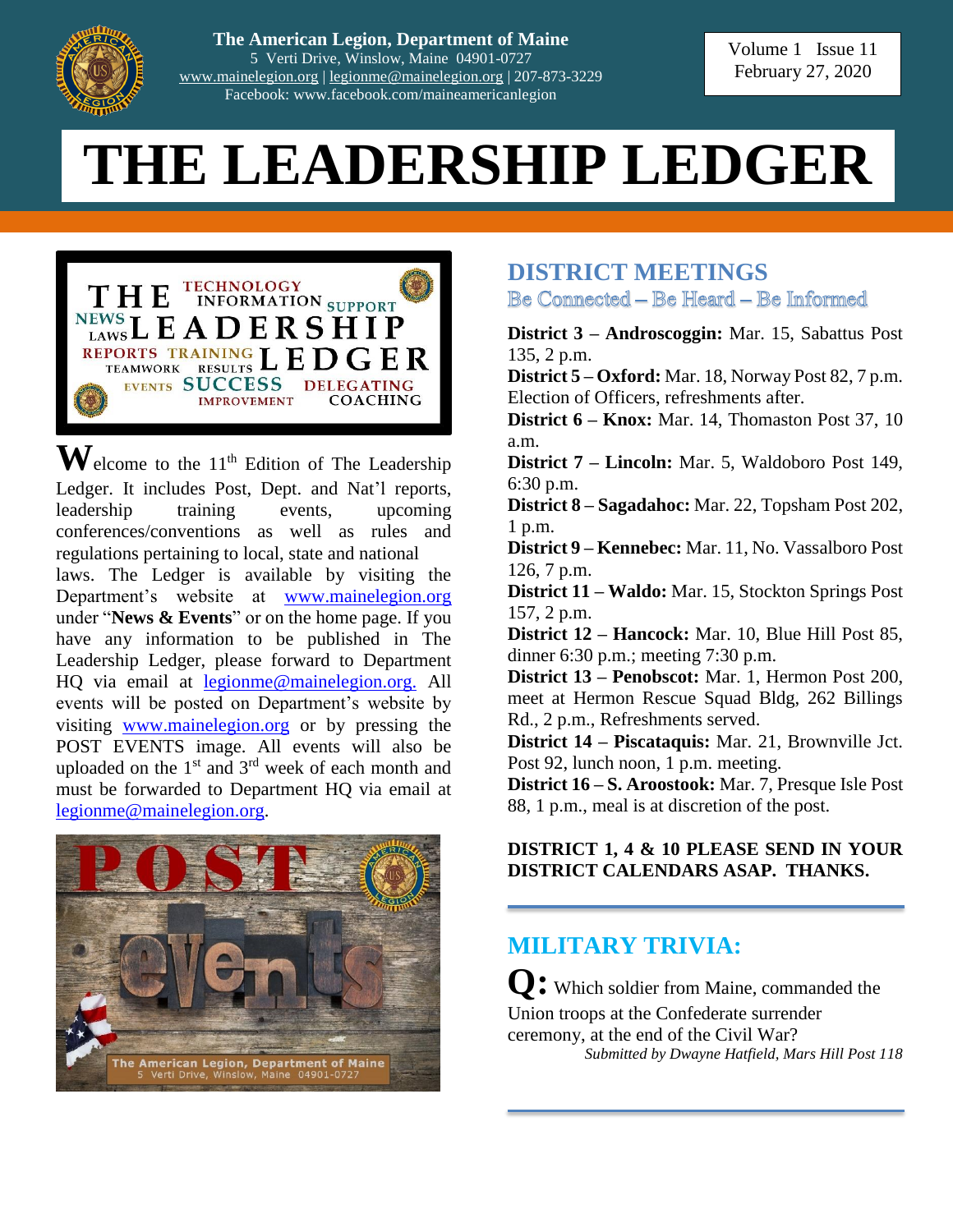The American Legion, Department of Maine
5 Verti Drive, Winslow, Maine 04901-0727
www.mainelegion.org | legionme@mainelegion.org | 207-873-3229
Facebook: www.facebook.com/maineamericanlegion

Volume 1 Issue 11
February 27, 2020

# THE LEADERSHIP LEDGER

Welcome to the 11th Edition of The Leadership Ledger. It includes Post, Dept. and Nat'l reports, leadership training events, upcoming conferences/conventions as well as rules and regulations pertaining to local, state and national laws. The Ledger is available by visiting the Department's website at www.mainelegion.org under "**News & Events**" or on the home page. If you have any information to be published in The Leadership Ledger, please forward to Department HQ via email at legionme@mainelegion.org. All events will be posted on Department's website by visiting www.mainelegion.org or by pressing the POST EVENTS image. All events will also be uploaded on the 1st and 3rd week of each month and must be forwarded to Department HQ via email at legionme@mainelegion.org.

## DISTRICT MEETINGS

Be Connected – Be Heard – Be Informed

**District 3 – Androscoggin:** Mar. 15, Sabattus Post 135, 2 p.m.
**District 5 – Oxford:** Mar. 18, Norway Post 82, 7 p.m. Election of Officers, refreshments after.
**District 6 – Knox:** Mar. 14, Thomaston Post 37, 10 a.m.
**District 7 – Lincoln:** Mar. 5, Waldoboro Post 149, 6:30 p.m.
**District 8 – Sagadahoc:** Mar. 22, Topsham Post 202, 1 p.m.
**District 9 – Kennebec:** Mar. 11, No. Vassalboro Post 126, 7 p.m.
**District 11 – Waldo:** Mar. 15, Stockton Springs Post 157, 2 p.m.
**District 12 – Hancock:** Mar. 10, Blue Hill Post 85, dinner 6:30 p.m.; meeting 7:30 p.m.
**District 13 – Penobscot:** Mar. 1, Hermon Post 200, meet at Hermon Rescue Squad Bldg, 262 Billings Rd., 2 p.m., Refreshments served.
**District 14 – Piscataquis:** Mar. 21, Brownville Jct. Post 92, lunch noon, 1 p.m. meeting.
**District 16 – S. Aroostook:** Mar. 7, Presque Isle Post 88, 1 p.m., meal is at discretion of the post.

**DISTRICT 1, 4 & 10 PLEASE SEND IN YOUR DISTRICT CALENDARS ASAP. THANKS.**

## MILITARY TRIVIA:

**Q:** Which soldier from Maine, commanded the Union troops at the Confederate surrender ceremony, at the end of the Civil War?

*Submitted by Dwayne Hatfield, Mars Hill Post 118*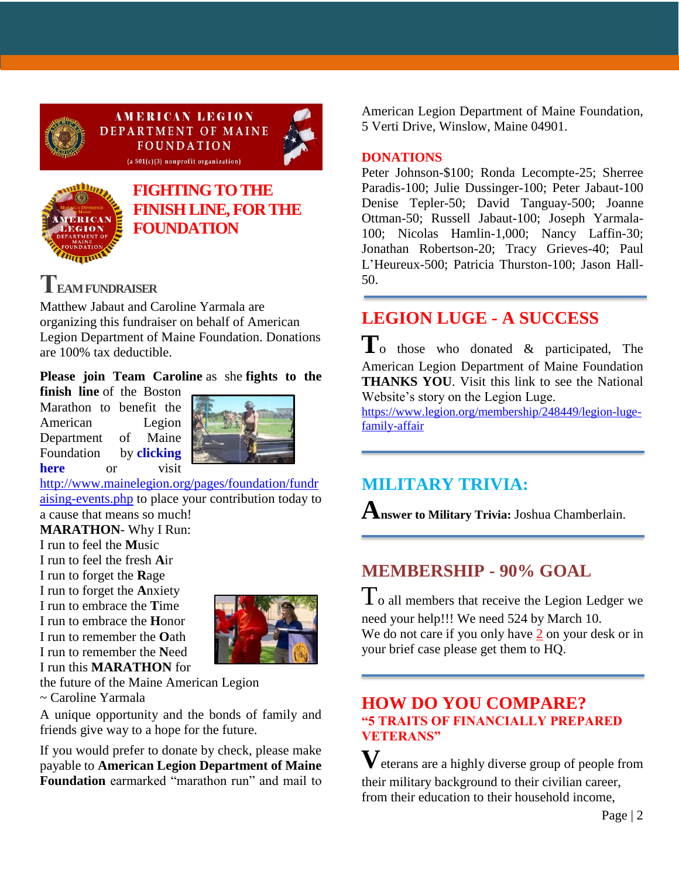AMERICAN LEGION DEPARTMENT OF MAINE FOUNDATION

(a 501(c)(3) nonprofit organization)

## FIGHTING TO THE FINISH LINE, FOR THE FOUNDATION

### TEAM FUNDRAISER

Matthew Jabaut and Caroline Yarmala are organizing this fundraiser on behalf of American Legion Department of Maine Foundation. Donations are 100% tax deductible.

**Please join Team Caroline** as she **fights to the finish line** of the Boston Marathon to benefit the American Legion Department of Maine Foundation by **clicking here** or visit http://www.mainelegion.org/pages/foundation/fundraising-events.php to place your contribution today to a cause that means so much!

**MARATHON**- Why I Run:
I run to feel the **M**usic
I run to feel the fresh **A**ir
I run to forget the **R**age
I run to forget the **A**nxiety
I run to embrace the **T**ime
I run to embrace the **H**onor
I run to remember the **O**ath
I run to remember the **N**eed
I run this **MARATHON** for the future of the Maine American Legion
~ Caroline Yarmala

A unique opportunity and the bonds of family and friends give way to a hope for the future.

If you would prefer to donate by check, please make payable to **American Legion Department of Maine Foundation** earmarked "marathon run" and mail to American Legion Department of Maine Foundation, 5 Verti Drive, Winslow, Maine 04901.

### DONATIONS

Peter Johnson-$100; Ronda Lecompte-25; Sherree Paradis-100; Julie Dussinger-100; Peter Jabaut-100 Denise Tepler-50; David Tanguay-500; Joanne Ottman-50; Russell Jabaut-100; Joseph Yarmala-100; Nicolas Hamlin-1,000; Nancy Laffin-30; Jonathan Robertson-20; Tracy Grieves-40; Paul L'Heureux-500; Patricia Thurston-100; Jason Hall-50.

## LEGION LUGE - A SUCCESS

To those who donated & participated, The American Legion Department of Maine Foundation **THANKS YOU**. Visit this link to see the National Website's story on the Legion Luge.
https://www.legion.org/membership/248449/legion-luge-family-affair

## MILITARY TRIVIA:

**Answer to Military Trivia:** Joshua Chamberlain.

## MEMBERSHIP - 90% GOAL

To all members that receive the Legion Ledger we need your help!!! We need 524 by March 10.
We do not care if you only have 2 on your desk or in your brief case please get them to HQ.

## HOW DO YOU COMPARE?

### "5 TRAITS OF FINANCIALLY PREPARED VETERANS"

Veterans are a highly diverse group of people from their military background to their civilian career, from their education to their household income,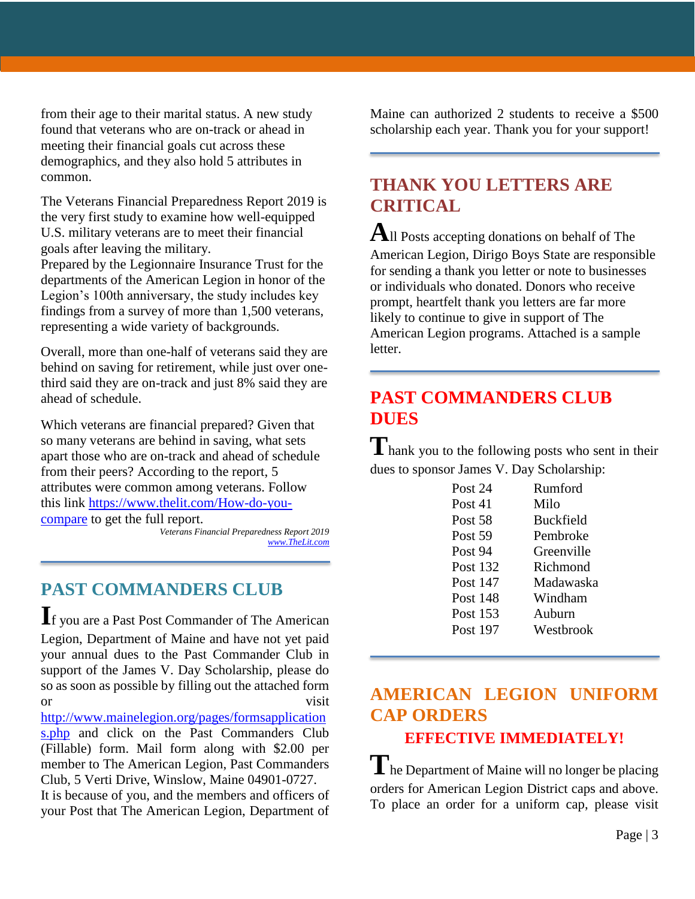from their age to their marital status. A new study found that veterans who are on-track or ahead in meeting their financial goals cut across these demographics, and they also hold 5 attributes in common.

The Veterans Financial Preparedness Report 2019 is the very first study to examine how well-equipped U.S. military veterans are to meet their financial goals after leaving the military.
Prepared by the Legionnaire Insurance Trust for the departments of the American Legion in honor of the Legion's 100th anniversary, the study includes key findings from a survey of more than 1,500 veterans, representing a wide variety of backgrounds.

Overall, more than one-half of veterans said they are behind on saving for retirement, while just over one-third said they are on-track and just 8% said they are ahead of schedule.

Which veterans are financial prepared? Given that so many veterans are behind in saving, what sets apart those who are on-track and ahead of schedule from their peers? According to the report, 5 attributes were common among veterans. Follow this link [https://www.thelit.com/How-do-you-compare](https://www.thelit.com/How-do-you-compare) to get the full report.

*Veterans Financial Preparedness Report 2019*
*[www.TheLit.com](http://www.TheLit.com)*

## PAST COMMANDERS CLUB

If you are a Past Post Commander of The American Legion, Department of Maine and have not yet paid your annual dues to the Past Commander Club in support of the James V. Day Scholarship, please do so as soon as possible by filling out the attached form or visit [http://www.mainelegion.org/pages/formsapplications.php](http://www.mainelegion.org/pages/formsapplications.php) and click on the Past Commanders Club (Fillable) form. Mail form along with $2.00 per member to The American Legion, Past Commanders Club, 5 Verti Drive, Winslow, Maine 04901-0727.
It is because of you, and the members and officers of your Post that The American Legion, Department of Maine can authorized 2 students to receive a $500 scholarship each year. Thank you for your support!

## THANK YOU LETTERS ARE CRITICAL

All Posts accepting donations on behalf of The American Legion, Dirigo Boys State are responsible for sending a thank you letter or note to businesses or individuals who donated. Donors who receive prompt, heartfelt thank you letters are far more likely to continue to give in support of The American Legion programs. Attached is a sample letter.

## PAST COMMANDERS CLUB DUES

Thank you to the following posts who sent in their dues to sponsor James V. Day Scholarship:

| | |
|---|---|
| Post 24 | Rumford |
| Post 41 | Milo |
| Post 58 | Buckfield |
| Post 59 | Pembroke |
| Post 94 | Greenville |
| Post 132 | Richmond |
| Post 147 | Madawaska |
| Post 148 | Windham |
| Post 153 | Auburn |
| Post 197 | Westbrook |

## AMERICAN LEGION UNIFORM CAP ORDERS

### EFFECTIVE IMMEDIATELY!

The Department of Maine will no longer be placing orders for American Legion District caps and above. To place an order for a uniform cap, please visit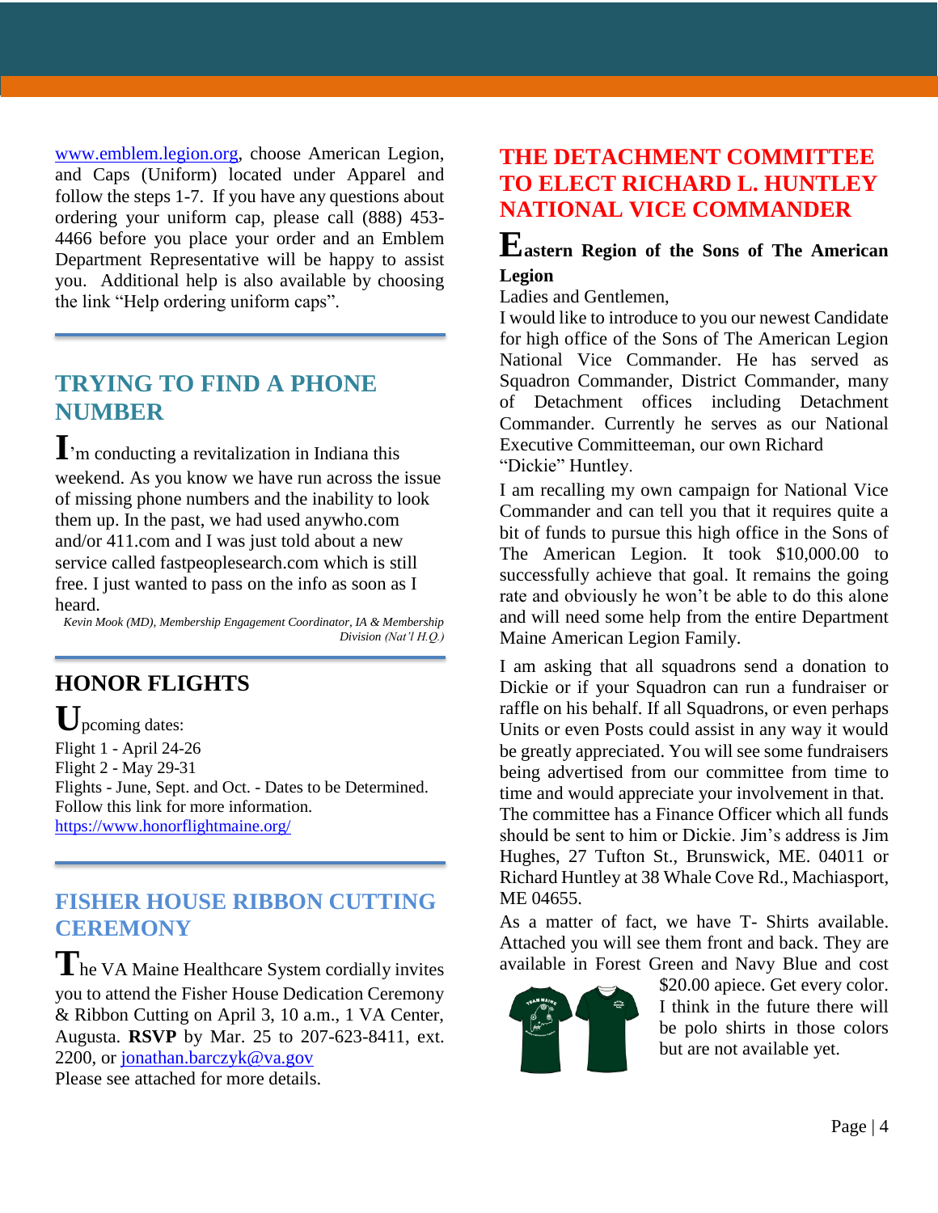www.emblem.legion.org, choose American Legion, and Caps (Uniform) located under Apparel and follow the steps 1-7. If you have any questions about ordering your uniform cap, please call (888) 453-4466 before you place your order and an Emblem Department Representative will be happy to assist you. Additional help is also available by choosing the link "Help ordering uniform caps".

## TRYING TO FIND A PHONE NUMBER

I'm conducting a revitalization in Indiana this weekend. As you know we have run across the issue of missing phone numbers and the inability to look them up. In the past, we had used anywho.com and/or 411.com and I was just told about a new service called fastpeoplesearch.com which is still free. I just wanted to pass on the info as soon as I heard.

*Kevin Mook (MD), Membership Engagement Coordinator, IA & Membership Division (Nat'l H.Q.)*

## HONOR FLIGHTS

Upcoming dates:
Flight 1 - April 24-26
Flight 2 - May 29-31
Flights - June, Sept. and Oct. - Dates to be Determined.
Follow this link for more information.
https://www.honorflightmaine.org/

## FISHER HOUSE RIBBON CUTTING CEREMONY

The VA Maine Healthcare System cordially invites you to attend the Fisher House Dedication Ceremony & Ribbon Cutting on April 3, 10 a.m., 1 VA Center, Augusta. **RSVP** by Mar. 25 to 207-623-8411, ext. 2200, or jonathan.barczyk@va.gov
Please see attached for more details.

## THE DETACHMENT COMMITTEE TO ELECT RICHARD L. HUNTLEY NATIONAL VICE COMMANDER

**Eastern Region of the Sons of The American Legion**

Ladies and Gentlemen,
I would like to introduce to you our newest Candidate for high office of the Sons of The American Legion National Vice Commander. He has served as Squadron Commander, District Commander, many of Detachment offices including Detachment Commander. Currently he serves as our National Executive Committeeman, our own Richard "Dickie" Huntley.

I am recalling my own campaign for National Vice Commander and can tell you that it requires quite a bit of funds to pursue this high office in the Sons of The American Legion. It took $10,000.00 to successfully achieve that goal. It remains the going rate and obviously he won't be able to do this alone and will need some help from the entire Department Maine American Legion Family.

I am asking that all squadrons send a donation to Dickie or if your Squadron can run a fundraiser or raffle on his behalf. If all Squadrons, or even perhaps Units or even Posts could assist in any way it would be greatly appreciated. You will see some fundraisers being advertised from our committee from time to time and would appreciate your involvement in that. The committee has a Finance Officer which all funds should be sent to him or Dickie. Jim's address is Jim Hughes, 27 Tufton St., Brunswick, ME. 04011 or Richard Huntley at 38 Whale Cove Rd., Machiasport, ME 04655.

As a matter of fact, we have T- Shirts available. Attached you will see them front and back. They are available in Forest Green and Navy Blue and cost $20.00 apiece. Get every color. I think in the future there will be polo shirts in those colors but are not available yet.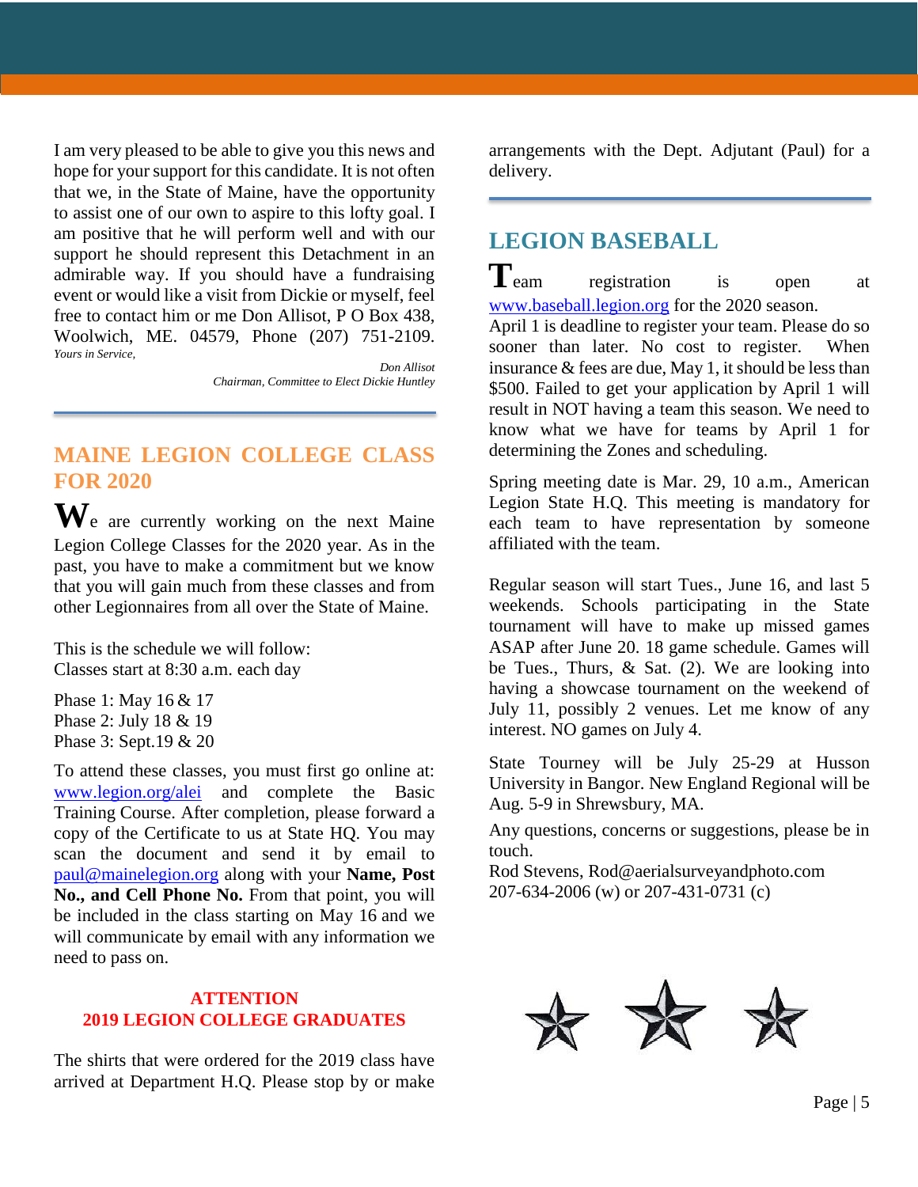I am very pleased to be able to give you this news and hope for your support for this candidate. It is not often that we, in the State of Maine, have the opportunity to assist one of our own to aspire to this lofty goal. I am positive that he will perform well and with our support he should represent this Detachment in an admirable way. If you should have a fundraising event or would like a visit from Dickie or myself, feel free to contact him or me Don Allisot, P O Box 438, Woolwich, ME. 04579, Phone (207) 751-2109.

*Yours in Service,*

*Don Allisot*
*Chairman, Committee to Elect Dickie Huntley*

## MAINE LEGION COLLEGE CLASS FOR 2020

We are currently working on the next Maine Legion College Classes for the 2020 year. As in the past, you have to make a commitment but we know that you will gain much from these classes and from other Legionnaires from all over the State of Maine.

This is the schedule we will follow:
Classes start at 8:30 a.m. each day

Phase 1: May 16 & 17
Phase 2: July 18 & 19
Phase 3: Sept.19 & 20

To attend these classes, you must first go online at: www.legion.org/alei and complete the Basic Training Course. After completion, please forward a copy of the Certificate to us at State HQ. You may scan the document and send it by email to paul@mainelegion.org along with your **Name, Post No., and Cell Phone No.** From that point, you will be included in the class starting on May 16 and we will communicate by email with any information we need to pass on.

**ATTENTION**
**2019 LEGION COLLEGE GRADUATES**

The shirts that were ordered for the 2019 class have arrived at Department H.Q. Please stop by or make arrangements with the Dept. Adjutant (Paul) for a delivery.

## LEGION BASEBALL

Team registration is open at www.baseball.legion.org for the 2020 season.
April 1 is deadline to register your team. Please do so sooner than later. No cost to register. When insurance & fees are due, May 1, it should be less than $500. Failed to get your application by April 1 will result in NOT having a team this season. We need to know what we have for teams by April 1 for determining the Zones and scheduling.

Spring meeting date is Mar. 29, 10 a.m., American Legion State H.Q. This meeting is mandatory for each team to have representation by someone affiliated with the team.

Regular season will start Tues., June 16, and last 5 weekends. Schools participating in the State tournament will have to make up missed games ASAP after June 20. 18 game schedule. Games will be Tues., Thurs, & Sat. (2). We are looking into having a showcase tournament on the weekend of July 11, possibly 2 venues. Let me know of any interest. NO games on July 4.

State Tourney will be July 25-29 at Husson University in Bangor. New England Regional will be Aug. 5-9 in Shrewsbury, MA.

Any questions, concerns or suggestions, please be in touch.
Rod Stevens, Rod@aerialsurveyandphoto.com
207-634-2006 (w) or 207-431-0731 (c)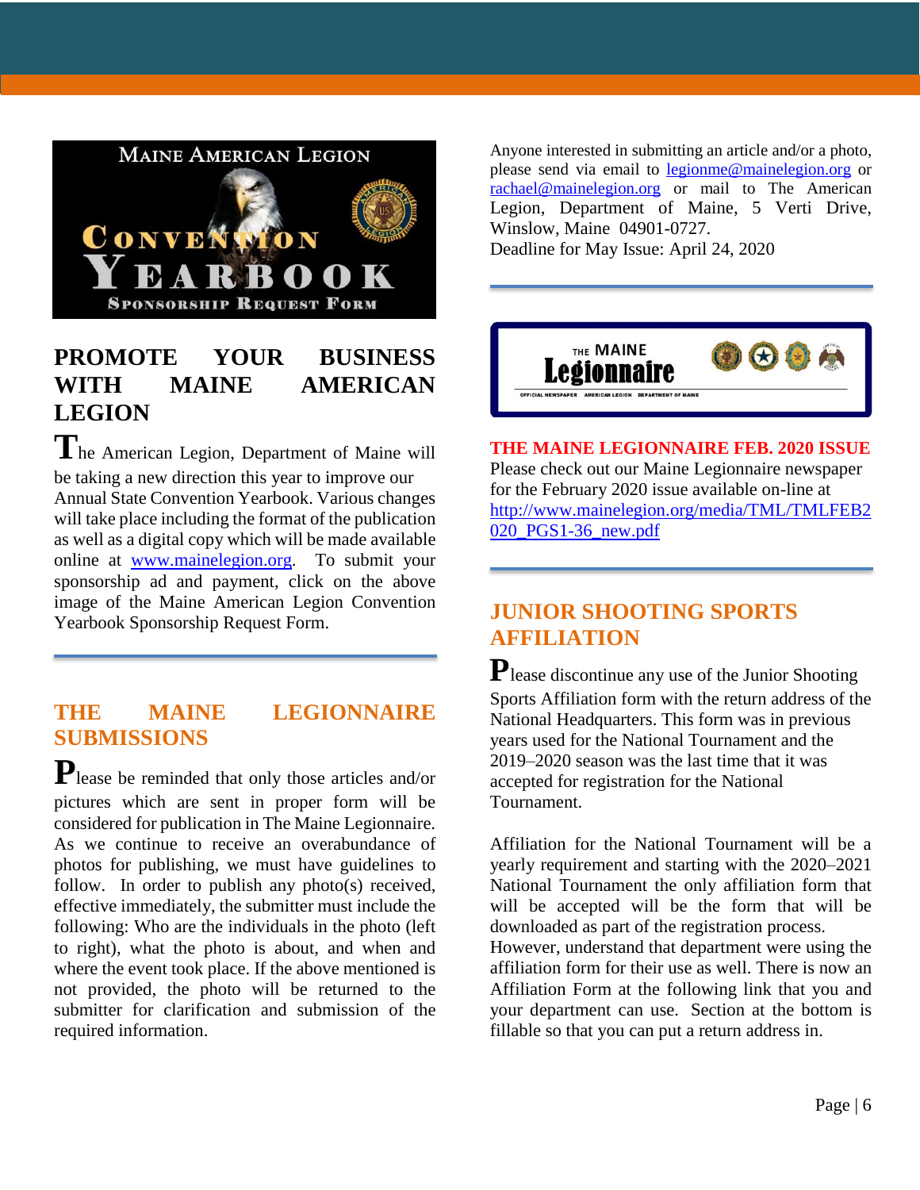MAINE AMERICAN LEGION

CONVENTION YEARBOOK

SPONSORSHIP REQUEST FORM

## PROMOTE YOUR BUSINESS WITH MAINE AMERICAN LEGION

The American Legion, Department of Maine will be taking a new direction this year to improve our Annual State Convention Yearbook. Various changes will take place including the format of the publication as well as a digital copy which will be made available online at www.mainelegion.org. To submit your sponsorship ad and payment, click on the above image of the Maine American Legion Convention Yearbook Sponsorship Request Form.

## THE MAINE LEGIONNAIRE SUBMISSIONS

Please be reminded that only those articles and/or pictures which are sent in proper form will be considered for publication in The Maine Legionnaire. As we continue to receive an overabundance of photos for publishing, we must have guidelines to follow. In order to publish any photo(s) received, effective immediately, the submitter must include the following: Who are the individuals in the photo (left to right), what the photo is about, and when and where the event took place. If the above mentioned is not provided, the photo will be returned to the submitter for clarification and submission of the required information.

Anyone interested in submitting an article and/or a photo, please send via email to legionme@mainelegion.org or rachael@mainelegion.org or mail to The American Legion, Department of Maine, 5 Verti Drive, Winslow, Maine 04901-0727.
Deadline for May Issue: April 24, 2020

THE MAINE Legionnaire

OFFICIAL NEWSPAPER AMERICAN LEGION DEPARTMENT OF MAINE

**THE MAINE LEGIONNAIRE FEB. 2020 ISSUE**

Please check out our Maine Legionnaire newspaper for the February 2020 issue available on-line at http://www.mainelegion.org/media/TML/TMLFEB2020_PGS1-36_new.pdf

## JUNIOR SHOOTING SPORTS AFFILIATION

Please discontinue any use of the Junior Shooting Sports Affiliation form with the return address of the National Headquarters. This form was in previous years used for the National Tournament and the 2019–2020 season was the last time that it was accepted for registration for the National Tournament.

Affiliation for the National Tournament will be a yearly requirement and starting with the 2020–2021 National Tournament the only affiliation form that will be accepted will be the form that will be downloaded as part of the registration process. However, understand that department were using the affiliation form for their use as well. There is now an Affiliation Form at the following link that you and your department can use. Section at the bottom is fillable so that you can put a return address in.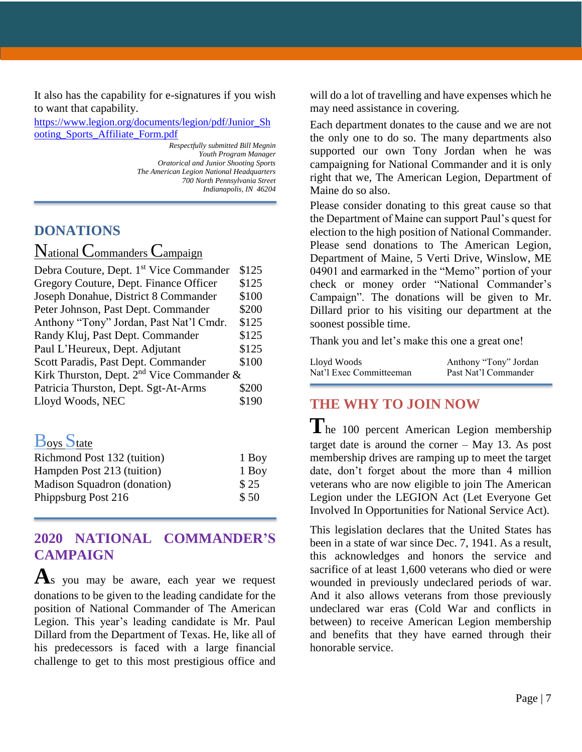It also has the capability for e-signatures if you wish to want that capability.

https://www.legion.org/documents/legion/pdf/Junior_Shooting_Sports_Affiliate_Form.pdf

*Respectfully submitted Bill Megnin*
*Youth Program Manager*
*Oratorical and Junior Shooting Sports*
*The American Legion National Headquarters*
*700 North Pennsylvania Street*
*Indianapolis, IN 46204*

## DONATIONS

### National Commanders Campaign

| | |
|---|---|
| Debra Couture, Dept. 1st Vice Commander | $125 |
| Gregory Couture, Dept. Finance Officer | $125 |
| Joseph Donahue, District 8 Commander | $100 |
| Peter Johnson, Past Dept. Commander | $200 |
| Anthony "Tony" Jordan, Past Nat'l Cmdr. | $125 |
| Randy Kluj, Past Dept. Commander | $125 |
| Paul L'Heureux, Dept. Adjutant | $125 |
| Scott Paradis, Past Dept. Commander | $100 |
| Kirk Thurston, Dept. 2nd Vice Commander & Patricia Thurston, Dept. Sgt-At-Arms | $200 |
| Lloyd Woods, NEC | $190 |

### Boys State

| | |
|---|---|
| Richmond Post 132 (tuition) | 1 Boy |
| Hampden Post 213 (tuition) | 1 Boy |
| Madison Squadron (donation) | $ 25 |
| Phippsburg Post 216 | $ 50 |

## 2020 NATIONAL COMMANDER'S CAMPAIGN

As you may be aware, each year we request donations to be given to the leading candidate for the position of National Commander of The American Legion. This year's leading candidate is Mr. Paul Dillard from the Department of Texas. He, like all of his predecessors is faced with a large financial challenge to get to this most prestigious office and will do a lot of travelling and have expenses which he may need assistance in covering.

Each department donates to the cause and we are not the only one to do so. The many departments also supported our own Tony Jordan when he was campaigning for National Commander and it is only right that we, The American Legion, Department of Maine do so also.

Please consider donating to this great cause so that the Department of Maine can support Paul's quest for election to the high position of National Commander. Please send donations to The American Legion, Department of Maine, 5 Verti Drive, Winslow, ME 04901 and earmarked in the "Memo" portion of your check or money order "National Commander's Campaign". The donations will be given to Mr. Dillard prior to his visiting our department at the soonest possible time.

Thank you and let's make this one a great one!

| | |
|---|---|
| Lloyd Woods | Anthony "Tony" Jordan |
| Nat'l Exec Committeeman | Past Nat'l Commander |

## THE WHY TO JOIN NOW

The 100 percent American Legion membership target date is around the corner – May 13. As post membership drives are ramping up to meet the target date, don't forget about the more than 4 million veterans who are now eligible to join The American Legion under the LEGION Act (Let Everyone Get Involved In Opportunities for National Service Act).

This legislation declares that the United States has been in a state of war since Dec. 7, 1941. As a result, this acknowledges and honors the service and sacrifice of at least 1,600 veterans who died or were wounded in previously undeclared periods of war. And it also allows veterans from those previously undeclared war eras (Cold War and conflicts in between) to receive American Legion membership and benefits that they have earned through their honorable service.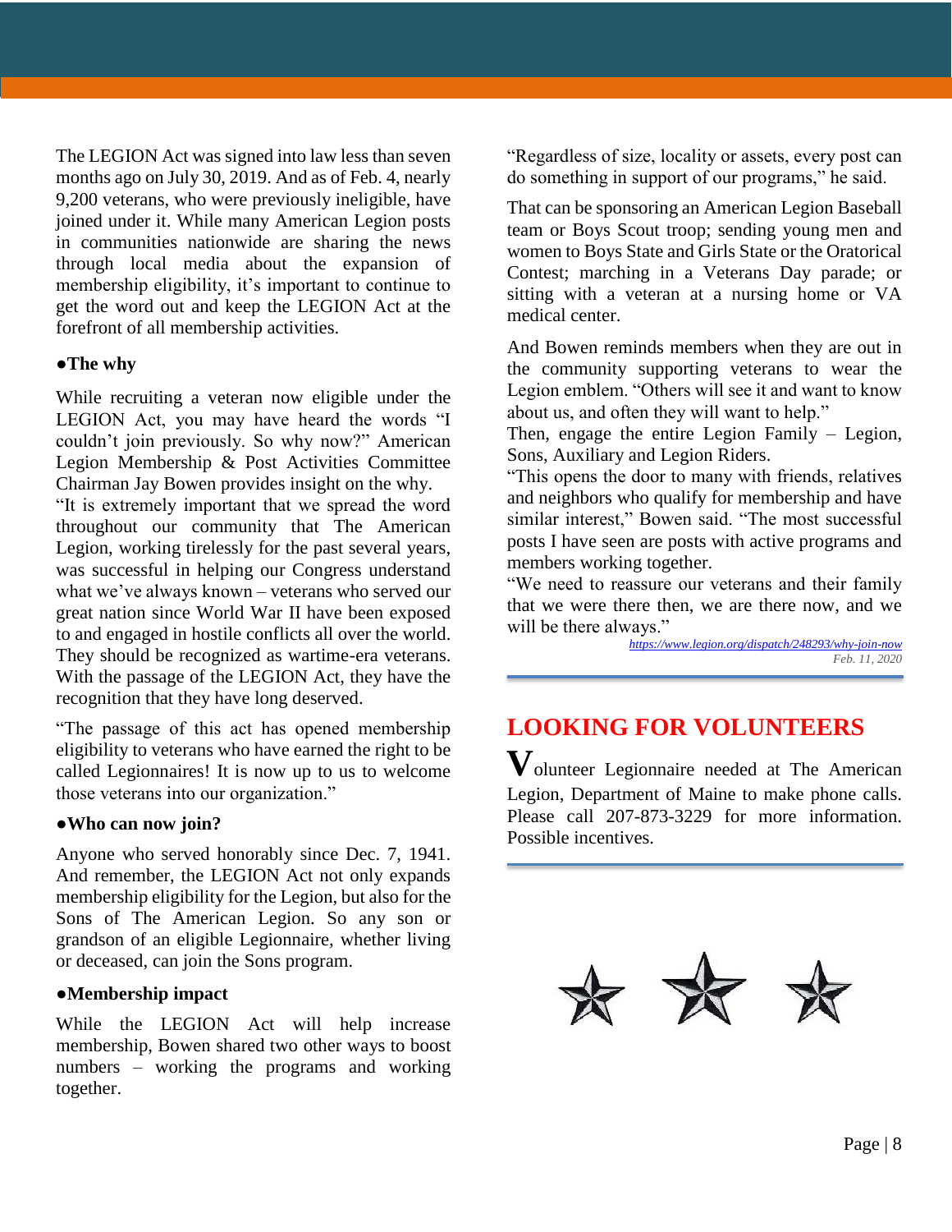The LEGION Act was signed into law less than seven months ago on July 30, 2019. And as of Feb. 4, nearly 9,200 veterans, who were previously ineligible, have joined under it. While many American Legion posts in communities nationwide are sharing the news through local media about the expansion of membership eligibility, it's important to continue to get the word out and keep the LEGION Act at the forefront of all membership activities.

**●The why**

While recruiting a veteran now eligible under the LEGION Act, you may have heard the words "I couldn't join previously. So why now?" American Legion Membership & Post Activities Committee Chairman Jay Bowen provides insight on the why.

"It is extremely important that we spread the word throughout our community that The American Legion, working tirelessly for the past several years, was successful in helping our Congress understand what we've always known – veterans who served our great nation since World War II have been exposed to and engaged in hostile conflicts all over the world. They should be recognized as wartime-era veterans. With the passage of the LEGION Act, they have the recognition that they have long deserved.

"The passage of this act has opened membership eligibility to veterans who have earned the right to be called Legionnaires! It is now up to us to welcome those veterans into our organization."

**●Who can now join?**

Anyone who served honorably since Dec. 7, 1941. And remember, the LEGION Act not only expands membership eligibility for the Legion, but also for the Sons of The American Legion. So any son or grandson of an eligible Legionnaire, whether living or deceased, can join the Sons program.

**●Membership impact**

While the LEGION Act will help increase membership, Bowen shared two other ways to boost numbers – working the programs and working together.

"Regardless of size, locality or assets, every post can do something in support of our programs," he said.

That can be sponsoring an American Legion Baseball team or Boys Scout troop; sending young men and women to Boys State and Girls State or the Oratorical Contest; marching in a Veterans Day parade; or sitting with a veteran at a nursing home or VA medical center.

And Bowen reminds members when they are out in the community supporting veterans to wear the Legion emblem. "Others will see it and want to know about us, and often they will want to help."

Then, engage the entire Legion Family – Legion, Sons, Auxiliary and Legion Riders.

"This opens the door to many with friends, relatives and neighbors who qualify for membership and have similar interest," Bowen said. "The most successful posts I have seen are posts with active programs and members working together.

"We need to reassure our veterans and their family that we were there then, we are there now, and we will be there always."

*https://www.legion.org/dispatch/248293/why-join-now*
*Feb. 11, 2020*

## LOOKING FOR VOLUNTEERS

Volunteer Legionnaire needed at The American Legion, Department of Maine to make phone calls. Please call 207-873-3229 for more information. Possible incentives.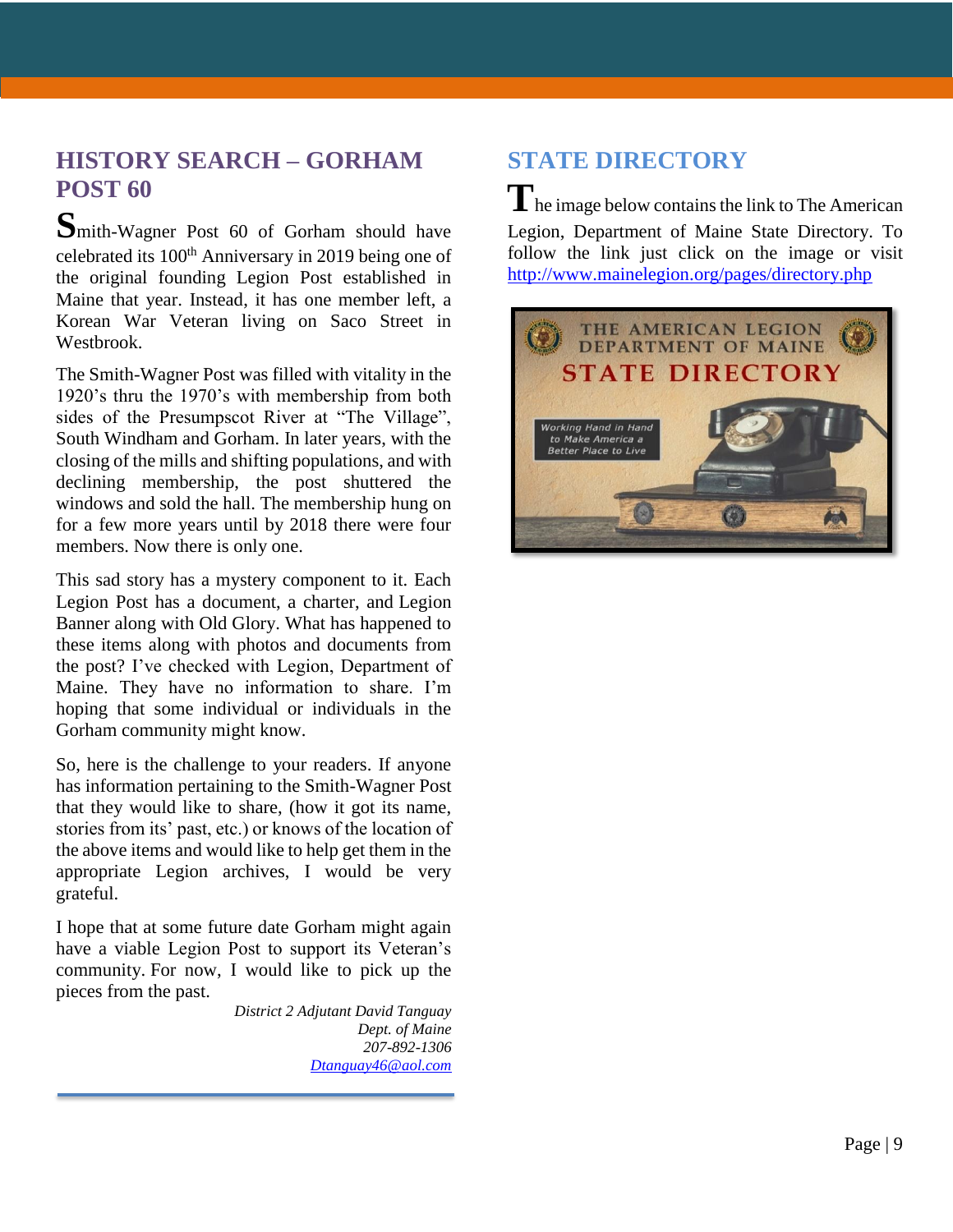## HISTORY SEARCH – GORHAM POST 60

Smith-Wagner Post 60 of Gorham should have celebrated its 100th Anniversary in 2019 being one of the original founding Legion Post established in Maine that year. Instead, it has one member left, a Korean War Veteran living on Saco Street in Westbrook.

The Smith-Wagner Post was filled with vitality in the 1920's thru the 1970's with membership from both sides of the Presumpscot River at "The Village", South Windham and Gorham. In later years, with the closing of the mills and shifting populations, and with declining membership, the post shuttered the windows and sold the hall. The membership hung on for a few more years until by 2018 there were four members. Now there is only one.

This sad story has a mystery component to it. Each Legion Post has a document, a charter, and Legion Banner along with Old Glory. What has happened to these items along with photos and documents from the post? I've checked with Legion, Department of Maine. They have no information to share. I'm hoping that some individual or individuals in the Gorham community might know.

So, here is the challenge to your readers. If anyone has information pertaining to the Smith-Wagner Post that they would like to share, (how it got its name, stories from its' past, etc.) or knows of the location of the above items and would like to help get them in the appropriate Legion archives, I would be very grateful.

I hope that at some future date Gorham might again have a viable Legion Post to support its Veteran's community. For now, I would like to pick up the pieces from the past.

*District 2 Adjutant David Tanguay*
*Dept. of Maine*
*207-892-1306*
*Dtanguay46@aol.com*

## STATE DIRECTORY

The image below contains the link to The American Legion, Department of Maine State Directory. To follow the link just click on the image or visit http://www.mainelegion.org/pages/directory.php

THE AMERICAN LEGION
DEPARTMENT OF MAINE
STATE DIRECTORY

Working Hand in Hand to Make America a Better Place to Live